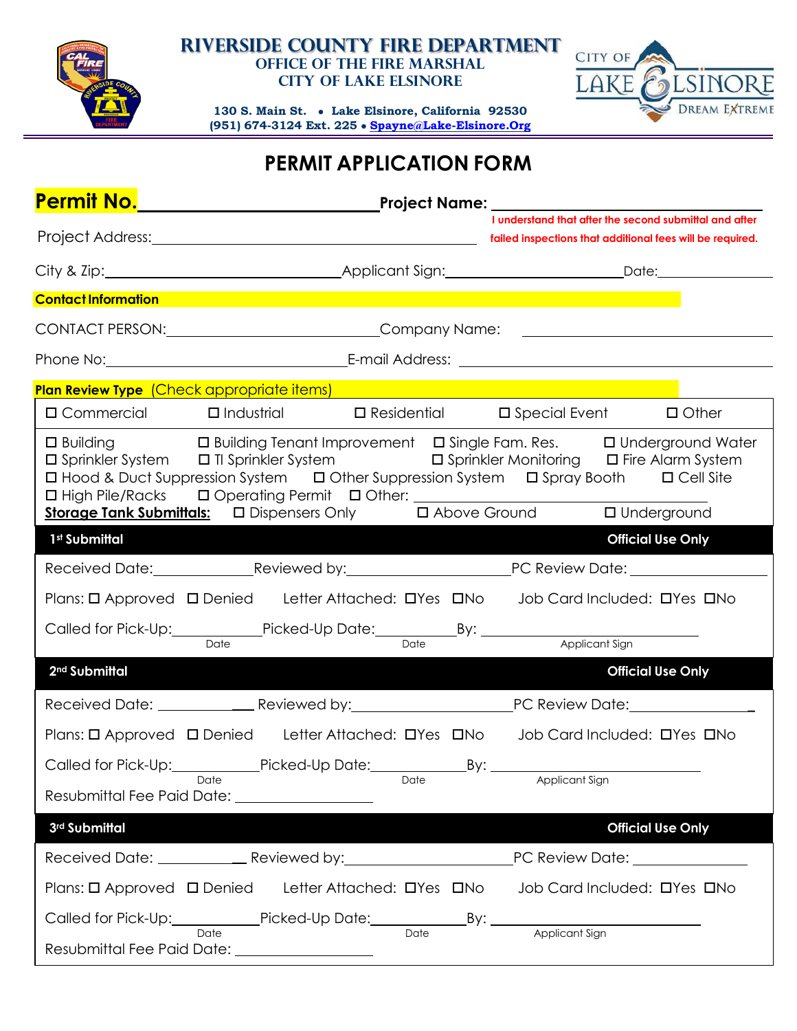# RIVERSIDE COUNTY FIRE DEPARTMENT

**OFFICE OF THE FIRE MARSHAL**
**CITY OF LAKE ELSINORE**

130 S. Main St. • Lake Elsinore, California 92530
(951) 674-3124 Ext. 225 • Spayne@Lake-Elsinore.Org

CITY OF LAKE ELSINORE
DREAM EXTREME

## PERMIT APPLICATION FORM

**Permit No.**\_\_\_\_\_\_\_\_\_\_\_\_\_\_\_\_\_\_\_\_\_\_\_\_ **Project Name:** \_\_\_\_\_\_\_\_\_\_\_\_\_\_\_\_\_\_\_\_\_\_\_\_

Project Address:\_\_\_\_\_\_\_\_\_\_\_\_\_\_\_\_\_\_\_\_\_\_\_\_\_\_\_\_\_\_

**I understand that after the second submittal and after failed inspections that additional fees will be required.**

City & Zip:\_\_\_\_\_\_\_\_\_\_\_\_\_\_\_\_\_\_\_\_ Applicant Sign:\_\_\_\_\_\_\_\_\_\_\_\_\_\_\_\_\_\_\_\_ Date:\_\_\_\_\_\_\_\_\_\_\_\_

**Contact Information**

CONTACT PERSON:\_\_\_\_\_\_\_\_\_\_\_\_\_\_\_\_\_\_\_\_ Company Name: \_\_\_\_\_\_\_\_\_\_\_\_\_\_\_\_\_\_\_\_

Phone No:\_\_\_\_\_\_\_\_\_\_\_\_\_\_\_\_\_\_\_\_ E-mail Address: \_\_\_\_\_\_\_\_\_\_\_\_\_\_\_\_\_\_\_\_

**Plan Review Type** (Check appropriate items)

☐ Commercial ☐ Industrial ☐ Residential ☐ Special Event ☐ Other

☐ Building ☐ Building Tenant Improvement ☐ Single Fam. Res. ☐ Underground Water
☐ Sprinkler System ☐ TI Sprinkler System ☐ Sprinkler Monitoring ☐ Fire Alarm System
☐ Hood & Duct Suppression System ☐ Other Suppression System ☐ Spray Booth ☐ Cell Site
☐ High Pile/Racks ☐ Operating Permit ☐ Other: \_\_\_\_\_\_\_\_\_\_\_\_\_\_\_\_\_\_\_\_
**Storage Tank Submittals:** ☐ Dispensers Only ☐ Above Ground ☐ Underground

### 1st Submittal — Official Use Only

Received Date:\_\_\_\_\_\_\_\_\_\_ Reviewed by:\_\_\_\_\_\_\_\_\_\_\_\_\_\_\_\_ PC Review Date: \_\_\_\_\_\_\_\_\_\_\_\_

Plans: ☐ Approved ☐ Denied Letter Attached: ☐Yes ☐No Job Card Included: ☐Yes ☐No

Called for Pick-Up:\_\_\_\_\_\_\_\_\_\_ (Date) Picked-Up Date:\_\_\_\_\_\_\_\_\_\_ (Date) By: \_\_\_\_\_\_\_\_\_\_\_\_\_\_\_\_\_\_\_\_ (Applicant Sign)

### 2nd Submittal — Official Use Only

Received Date: \_\_\_\_\_\_\_\_\_\_ Reviewed by:\_\_\_\_\_\_\_\_\_\_\_\_\_\_\_\_ PC Review Date:\_\_\_\_\_\_\_\_\_\_\_\_

Plans: ☐ Approved ☐ Denied Letter Attached: ☐Yes ☐No Job Card Included: ☐Yes ☐No

Called for Pick-Up:\_\_\_\_\_\_\_\_\_\_ (Date) Picked-Up Date:\_\_\_\_\_\_\_\_\_\_ (Date) By: \_\_\_\_\_\_\_\_\_\_\_\_\_\_\_\_\_\_\_\_ (Applicant Sign)

Resubmittal Fee Paid Date: \_\_\_\_\_\_\_\_\_\_\_\_\_\_\_\_

### 3rd Submittal — Official Use Only

Received Date: \_\_\_\_\_\_\_\_\_\_ Reviewed by:\_\_\_\_\_\_\_\_\_\_\_\_\_\_\_\_ PC Review Date: \_\_\_\_\_\_\_\_\_\_\_\_

Plans: ☐ Approved ☐ Denied Letter Attached: ☐Yes ☐No Job Card Included: ☐Yes ☐No

Called for Pick-Up:\_\_\_\_\_\_\_\_\_\_ (Date) Picked-Up Date:\_\_\_\_\_\_\_\_\_\_ (Date) By: \_\_\_\_\_\_\_\_\_\_\_\_\_\_\_\_\_\_\_\_ (Applicant Sign)

Resubmittal Fee Paid Date: \_\_\_\_\_\_\_\_\_\_\_\_\_\_\_\_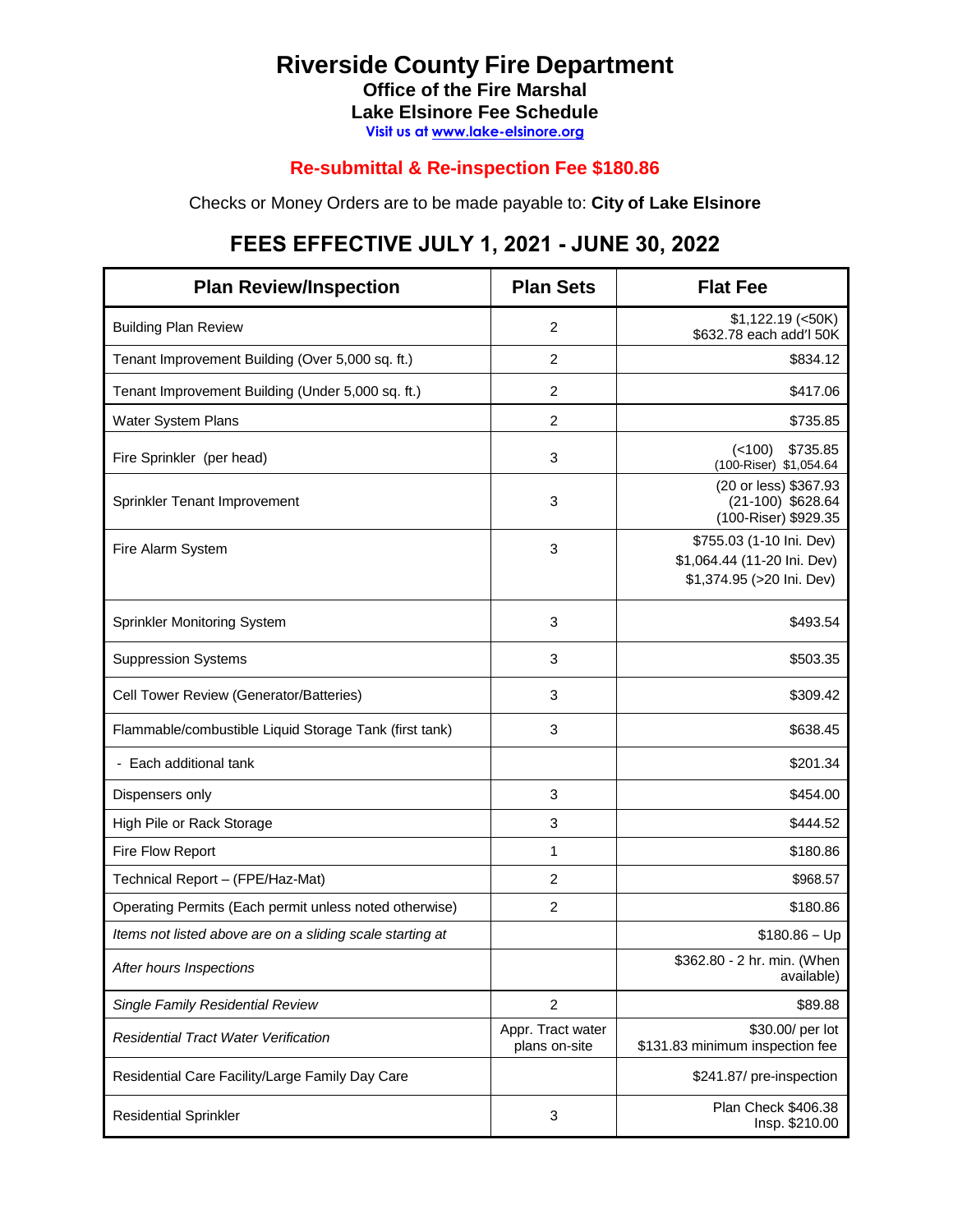# Riverside County Fire Department

### Office of the Fire Marshal

### Lake Elsinore Fee Schedule

**Visit us at www.lake-elsinore.org**

**Re-submittal & Re-inspection Fee $180.86**

Checks or Money Orders are to be made payable to: **City of Lake Elsinore**

## FEES EFFECTIVE JULY 1, 2021 - JUNE 30, 2022

| Plan Review/Inspection | Plan Sets | Flat Fee |
|---|---|---|
| Building Plan Review | 2 | $1,122.19 (<50K)<br>$632.78 each add'l 50K |
| Tenant Improvement Building (Over 5,000 sq. ft.) | 2 | $834.12 |
| Tenant Improvement Building (Under 5,000 sq. ft.) | 2 | $417.06 |
| Water System Plans | 2 | $735.85 |
| Fire Sprinkler (per head) | 3 | (<100) $735.85<br>(100-Riser) $1,054.64 |
| Sprinkler Tenant Improvement | 3 | (20 or less) $367.93<br>(21-100) $628.64<br>(100-Riser) $929.35 |
| Fire Alarm System | 3 | $755.03 (1-10 Ini. Dev)<br>$1,064.44 (11-20 Ini. Dev)<br>$1,374.95 (>20 Ini. Dev) |
| Sprinkler Monitoring System | 3 | $493.54 |
| Suppression Systems | 3 | $503.35 |
| Cell Tower Review (Generator/Batteries) | 3 | $309.42 |
| Flammable/combustible Liquid Storage Tank (first tank) | 3 | $638.45 |
| - Each additional tank | | $201.34 |
| Dispensers only | 3 | $454.00 |
| High Pile or Rack Storage | 3 | $444.52 |
| Fire Flow Report | 1 | $180.86 |
| Technical Report – (FPE/Haz-Mat) | 2 | $968.57 |
| Operating Permits (Each permit unless noted otherwise) | 2 | $180.86 |
| *Items not listed above are on a sliding scale starting at* | | $180.86 – Up |
| *After hours Inspections* | | $362.80 - 2 hr. min. (When available) |
| *Single Family Residential Review* | 2 | $89.88 |
| *Residential Tract Water Verification* | Appr. Tract water plans on-site | $30.00/ per lot<br>$131.83 minimum inspection fee |
| Residential Care Facility/Large Family Day Care | | $241.87/ pre-inspection |
| Residential Sprinkler | 3 | Plan Check $406.38<br>Insp. $210.00 |